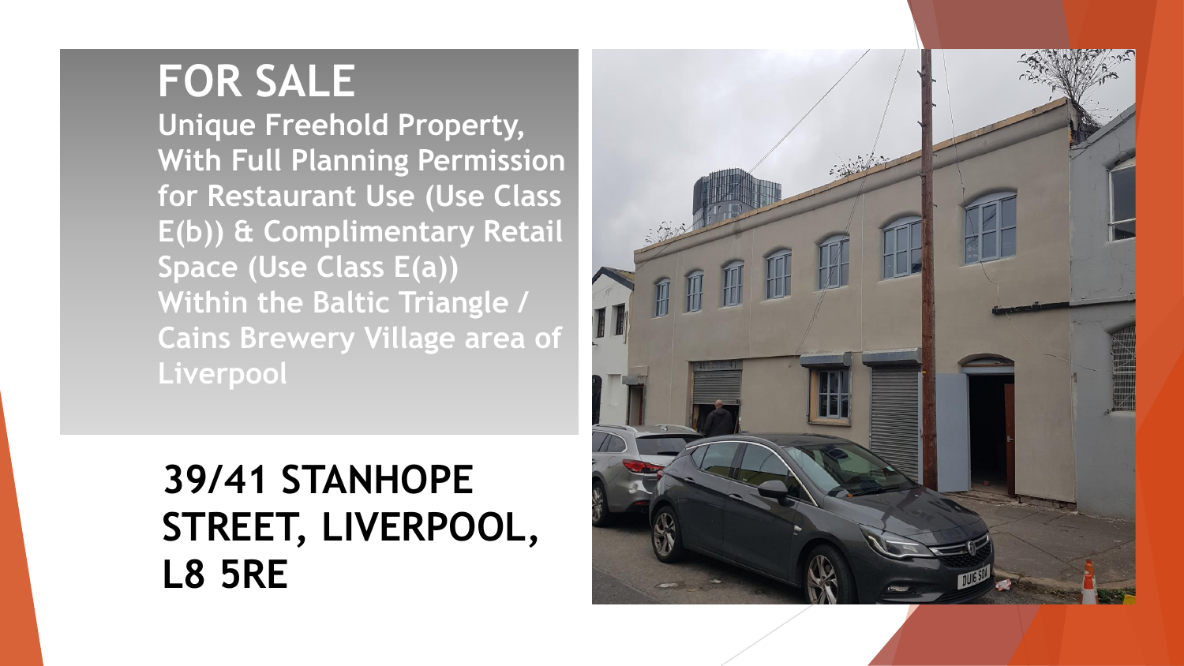# FOR SALE

**Unique Freehold Property, With Full Planning Permission for Restaurant Use (Use Class E(b)) & Complimentary Retail Space (Use Class E(a)) Within the Baltic Triangle / Cains Brewery Village area of Liverpool**

## 39/41 STANHOPE STREET, LIVERPOOL, L8 5RE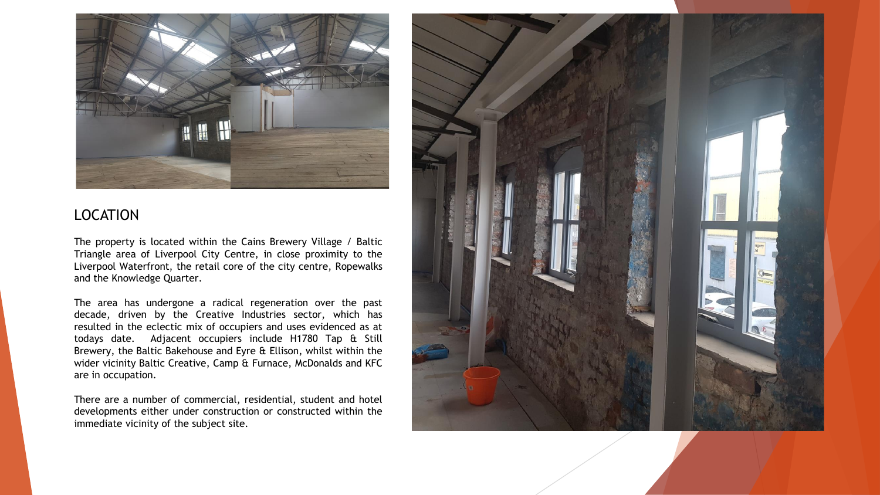## LOCATION

The property is located within the Cains Brewery Village / Baltic Triangle area of Liverpool City Centre, in close proximity to the Liverpool Waterfront, the retail core of the city centre, Ropewalks and the Knowledge Quarter.

The area has undergone a radical regeneration over the past decade, driven by the Creative Industries sector, which has resulted in the eclectic mix of occupiers and uses evidenced as at todays date. Adjacent occupiers include H1780 Tap & Still Brewery, the Baltic Bakehouse and Eyre & Ellison, whilst within the wider vicinity Baltic Creative, Camp & Furnace, McDonalds and KFC are in occupation.

There are a number of commercial, residential, student and hotel developments either under construction or constructed within the immediate vicinity of the subject site.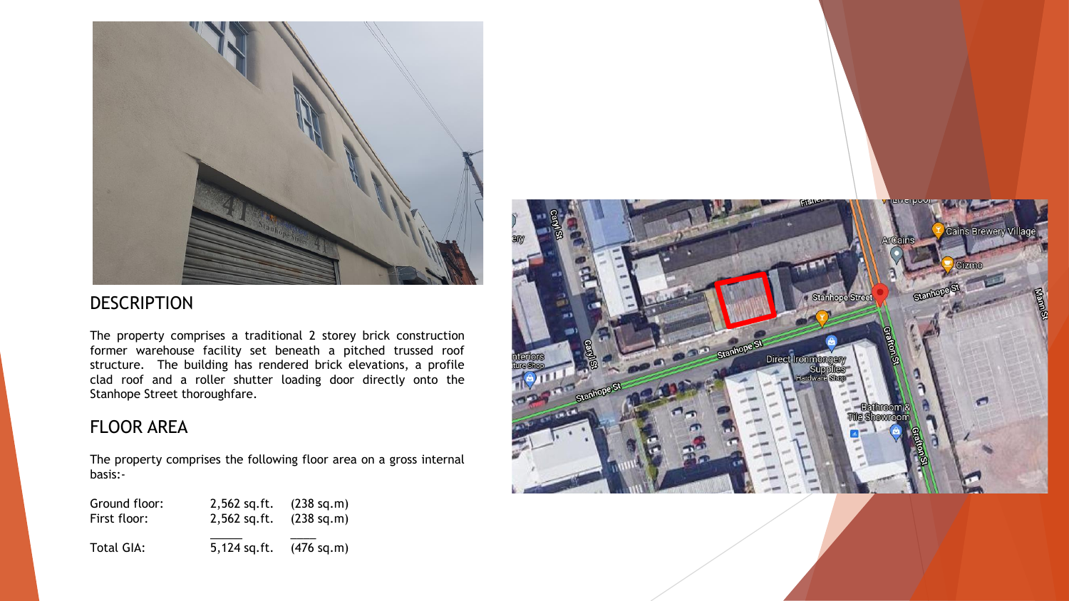## DESCRIPTION

The property comprises a traditional 2 storey brick construction former warehouse facility set beneath a pitched trussed roof structure. The building has rendered brick elevations, a profile clad roof and a roller shutter loading door directly onto the Stanhope Street thoroughfare.

## FLOOR AREA

The property comprises the following floor area on a gross internal basis:-

| | | |
|---|---|---|
| Ground floor: | 2,562 sq.ft. | (238 sq.m) |
| First floor: | 2,562 sq.ft. | (238 sq.m) |
| Total GIA: | 5,124 sq.ft. | (476 sq.m) |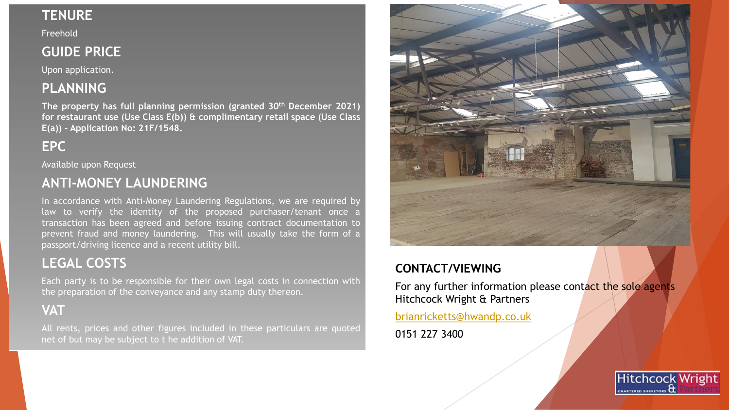## TENURE

Freehold

## GUIDE PRICE

Upon application.

## PLANNING

**The property has full planning permission (granted 30th December 2021) for restaurant use (Use Class E(b)) & complimentary retail space (Use Class E(a)) – Application No: 21F/1548.**

## EPC

Available upon Request

## ANTI-MONEY LAUNDERING

In accordance with Anti-Money Laundering Regulations, we are required by law to verify the identity of the proposed purchaser/tenant once a transaction has been agreed and before issuing contract documentation to prevent fraud and money laundering. This will usually take the form of a passport/driving licence and a recent utility bill.

## LEGAL COSTS

Each party is to be responsible for their own legal costs in connection with the preparation of the conveyance and any stamp duty thereon.

## VAT

All rents, prices and other figures included in these particulars are quoted net of but may be subject to t he addition of VAT.

## CONTACT/VIEWING

For any further information please contact the sole agents Hitchcock Wright & Partners

brianricketts@hwandp.co.uk

0151 227 3400

Hitchcock Wright & Partners
CHARTERED SURVEYORS